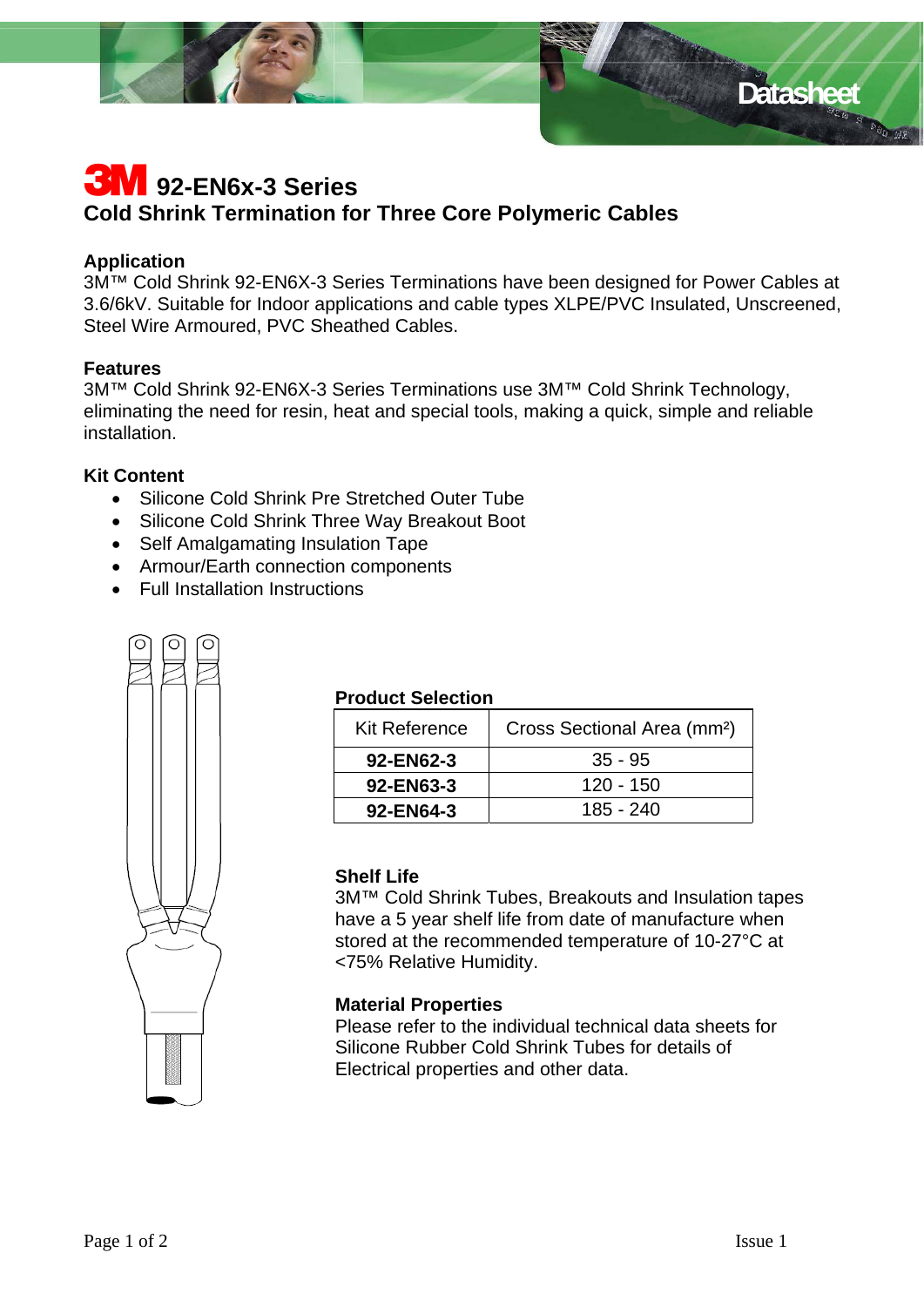# 3M 92-EN6x-3 Series

## Cold Shrink Termination for Three Core Polymeric Cables

### Application

3M™ Cold Shrink 92-EN6X-3 Series Terminations have been designed for Power Cables at 3.6/6kV. Suitable for Indoor applications and cable types XLPE/PVC Insulated, Unscreened, Steel Wire Armoured, PVC Sheathed Cables.

### Features

3M™ Cold Shrink 92-EN6X-3 Series Terminations use 3M™ Cold Shrink Technology, eliminating the need for resin, heat and special tools, making a quick, simple and reliable installation.

### Kit Content

- Silicone Cold Shrink Pre Stretched Outer Tube
- Silicone Cold Shrink Three Way Breakout Boot
- Self Amalgamating Insulation Tape
- Armour/Earth connection components
- Full Installation Instructions

### Product Selection

| Kit Reference | Cross Sectional Area (mm²) |
|---|---|
| **92-EN62-3** | 35 - 95 |
| **92-EN63-3** | 120 - 150 |
| **92-EN64-3** | 185 - 240 |

### Shelf Life

3M™ Cold Shrink Tubes, Breakouts and Insulation tapes have a 5 year shelf life from date of manufacture when stored at the recommended temperature of 10-27°C at <75% Relative Humidity.

### Material Properties

Please refer to the individual technical data sheets for Silicone Rubber Cold Shrink Tubes for details of Electrical properties and other data.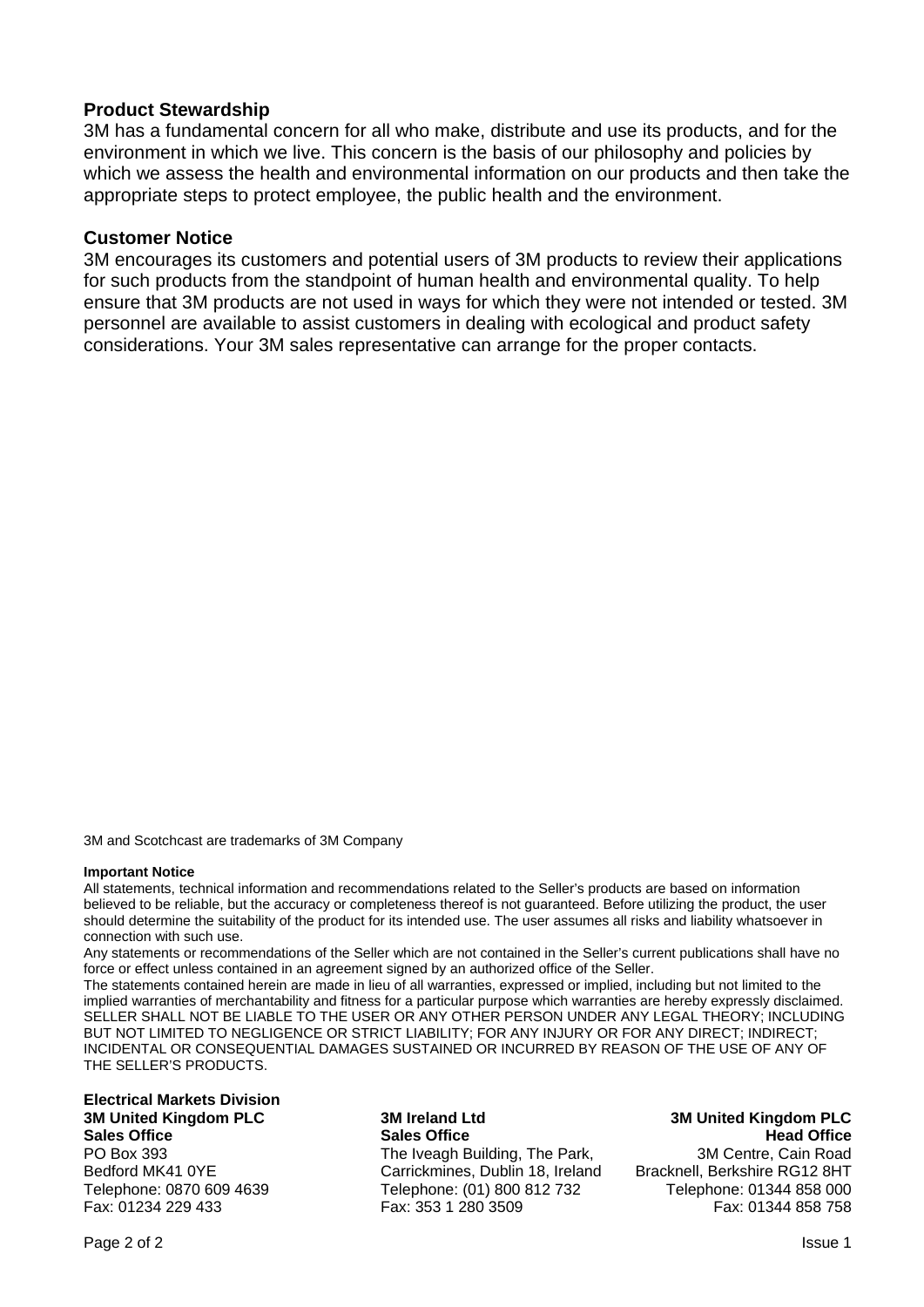## Product Stewardship

3M has a fundamental concern for all who make, distribute and use its products, and for the environment in which we live. This concern is the basis of our philosophy and policies by which we assess the health and environmental information on our products and then take the appropriate steps to protect employee, the public health and the environment.

## Customer Notice

3M encourages its customers and potential users of 3M products to review their applications for such products from the standpoint of human health and environmental quality. To help ensure that 3M products are not used in ways for which they were not intended or tested. 3M personnel are available to assist customers in dealing with ecological and product safety considerations. Your 3M sales representative can arrange for the proper contacts.

3M and Scotchcast are trademarks of 3M Company

**Important Notice**

All statements, technical information and recommendations related to the Seller's products are based on information believed to be reliable, but the accuracy or completeness thereof is not guaranteed. Before utilizing the product, the user should determine the suitability of the product for its intended use. The user assumes all risks and liability whatsoever in connection with such use.

Any statements or recommendations of the Seller which are not contained in the Seller's current publications shall have no force or effect unless contained in an agreement signed by an authorized office of the Seller.

The statements contained herein are made in lieu of all warranties, expressed or implied, including but not limited to the implied warranties of merchantability and fitness for a particular purpose which warranties are hereby expressly disclaimed. SELLER SHALL NOT BE LIABLE TO THE USER OR ANY OTHER PERSON UNDER ANY LEGAL THEORY; INCLUDING BUT NOT LIMITED TO NEGLIGENCE OR STRICT LIABILITY; FOR ANY INJURY OR FOR ANY DIRECT; INDIRECT; INCIDENTAL OR CONSEQUENTIAL DAMAGES SUSTAINED OR INCURRED BY REASON OF THE USE OF ANY OF THE SELLER'S PRODUCTS.

**Electrical Markets Division**
**3M United Kingdom PLC**
**Sales Office**
PO Box 393
Bedford MK41 0YE
Telephone: 0870 609 4639
Fax: 01234 229 433

**3M Ireland Ltd**
**Sales Office**
The Iveagh Building, The Park,
Carrickmines, Dublin 18, Ireland
Telephone: (01) 800 812 732
Fax: 353 1 280 3509

**3M United Kingdom PLC**
**Head Office**
3M Centre, Cain Road
Bracknell, Berkshire RG12 8HT
Telephone: 01344 858 000
Fax: 01344 858 758

Issue 1